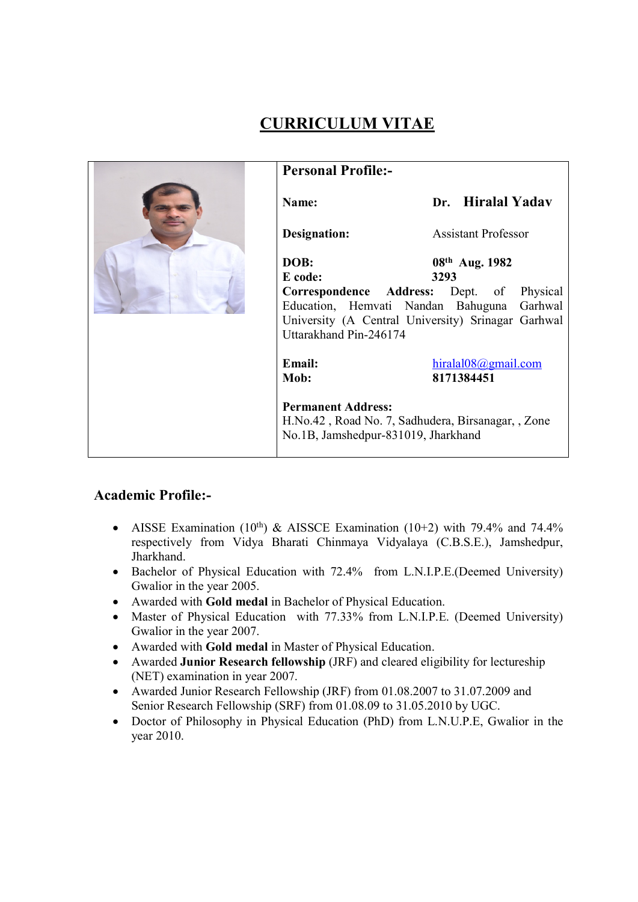# CURRICULUM VITAE

## Personal Profile:-

**Name:** **Dr. Hiralal Yadav**

**Designation:** Assistant Professor

**DOB:** **08th Aug. 1982**
**E code:** **3293**
**Correspondence Address:** Dept. of Physical Education, Hemvati Nandan Bahuguna Garhwal University (A Central University) Srinagar Garhwal Uttarakhand Pin-246174

**Email:** hiralal08@gmail.com
**Mob:** **8171384451**

**Permanent Address:**
H.No.42 , Road No. 7, Sadhudera, Birsanagar, , Zone No.1B, Jamshedpur-831019, Jharkhand

## Academic Profile:-

- AISSE Examination (10th) & AISSCE Examination (10+2) with 79.4% and 74.4% respectively from Vidya Bharati Chinmaya Vidyalaya (C.B.S.E.), Jamshedpur, Jharkhand.
- Bachelor of Physical Education with 72.4% from L.N.I.P.E.(Deemed University) Gwalior in the year 2005.
- Awarded with **Gold medal** in Bachelor of Physical Education.
- Master of Physical Education with 77.33% from L.N.I.P.E. (Deemed University) Gwalior in the year 2007.
- Awarded with **Gold medal** in Master of Physical Education.
- Awarded **Junior Research fellowship** (JRF) and cleared eligibility for lectureship (NET) examination in year 2007.
- Awarded Junior Research Fellowship (JRF) from 01.08.2007 to 31.07.2009 and Senior Research Fellowship (SRF) from 01.08.09 to 31.05.2010 by UGC.
- Doctor of Philosophy in Physical Education (PhD) from L.N.U.P.E, Gwalior in the year 2010.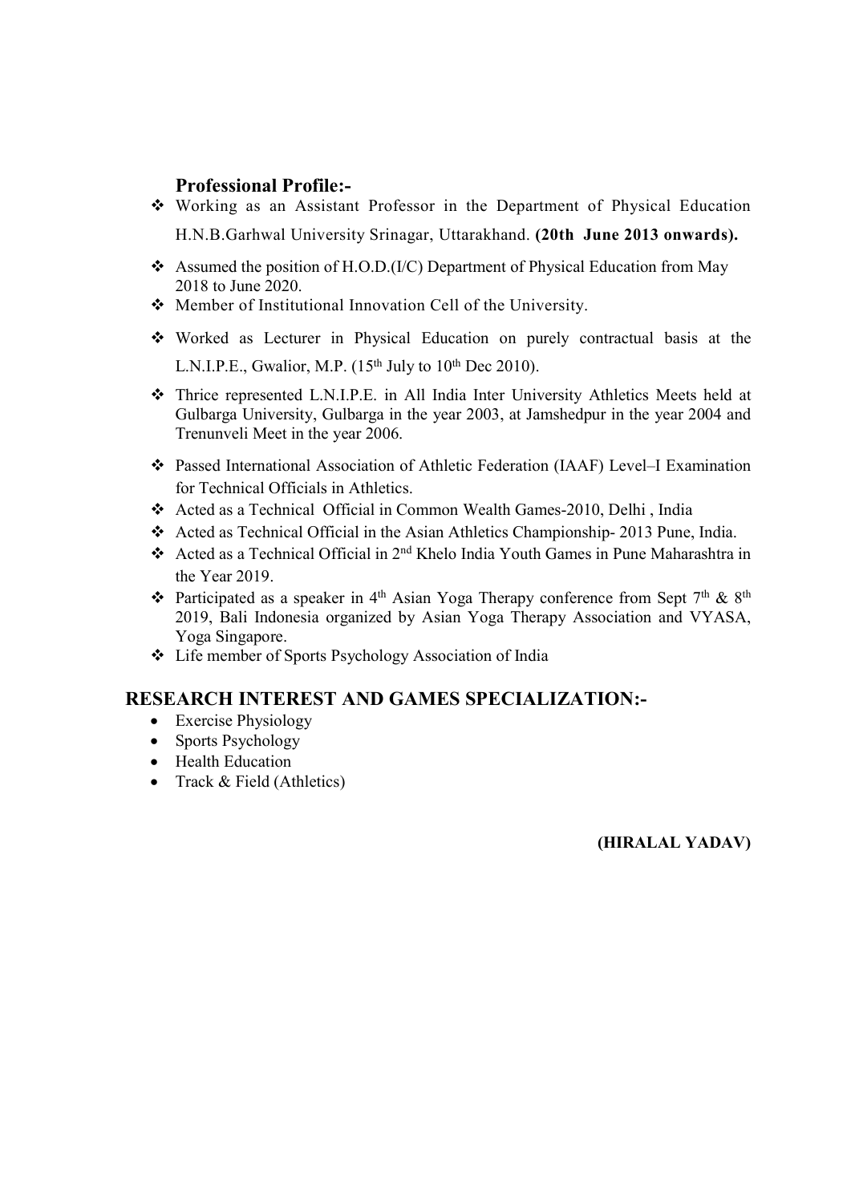### Professional Profile:-

- Working as an Assistant Professor in the Department of Physical Education H.N.B.Garhwal University Srinagar, Uttarakhand. **(20th June 2013 onwards).**
- Assumed the position of H.O.D.(I/C) Department of Physical Education from May 2018 to June 2020.
- Member of Institutional Innovation Cell of the University.
- Worked as Lecturer in Physical Education on purely contractual basis at the L.N.I.P.E., Gwalior, M.P. (15th July to 10th Dec 2010).
- Thrice represented L.N.I.P.E. in All India Inter University Athletics Meets held at Gulbarga University, Gulbarga in the year 2003, at Jamshedpur in the year 2004 and Trenunveli Meet in the year 2006.
- Passed International Association of Athletic Federation (IAAF) Level–I Examination for Technical Officials in Athletics.
- Acted as a Technical Official in Common Wealth Games-2010, Delhi , India
- Acted as Technical Official in the Asian Athletics Championship- 2013 Pune, India.
- Acted as a Technical Official in 2nd Khelo India Youth Games in Pune Maharashtra in the Year 2019.
- Participated as a speaker in 4th Asian Yoga Therapy conference from Sept 7th & 8th 2019, Bali Indonesia organized by Asian Yoga Therapy Association and VYASA, Yoga Singapore.
- Life member of Sports Psychology Association of India

## RESEARCH INTEREST AND GAMES SPECIALIZATION:-

- Exercise Physiology
- Sports Psychology
- Health Education
- Track & Field (Athletics)

**(HIRALAL YADAV)**